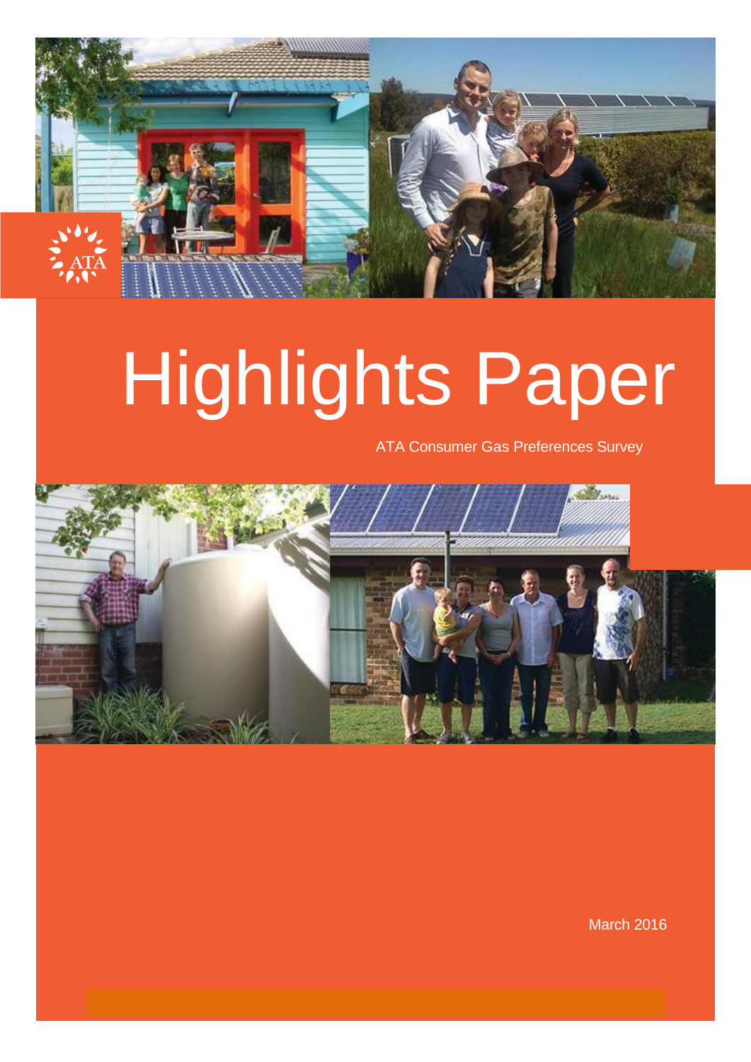ATA

# Highlights Paper

ATA Consumer Gas Preferences Survey

March 2016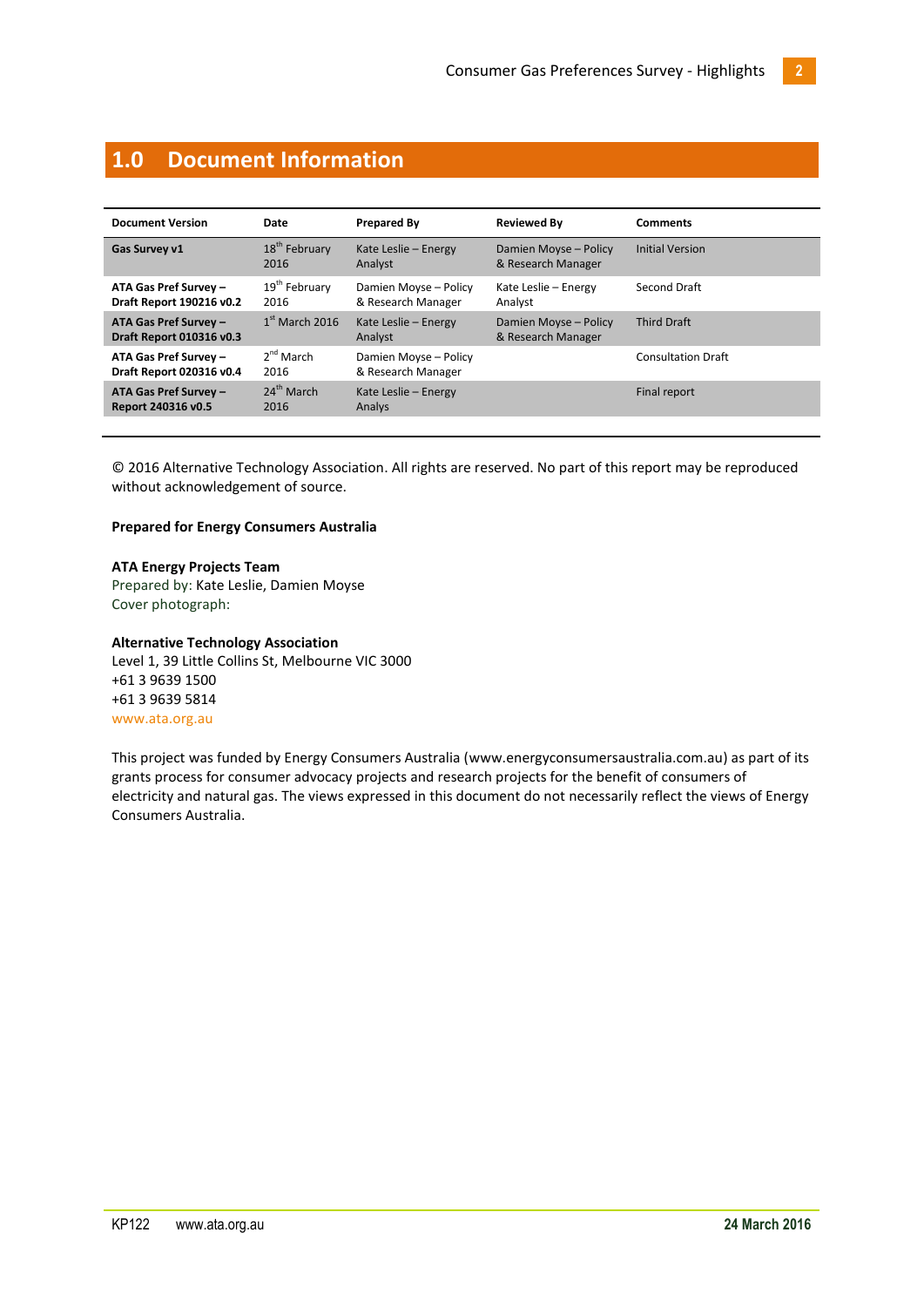# 1.0 Document Information

| Document Version | Date | Prepared By | Reviewed By | Comments |
|---|---|---|---|---|
| **Gas Survey v1** | 18th February 2016 | Kate Leslie – Energy Analyst | Damien Moyse – Policy & Research Manager | Initial Version |
| **ATA Gas Pref Survey – Draft Report 190216 v0.2** | 19th February 2016 | Damien Moyse – Policy & Research Manager | Kate Leslie – Energy Analyst | Second Draft |
| **ATA Gas Pref Survey – Draft Report 010316 v0.3** | 1st March 2016 | Kate Leslie – Energy Analyst | Damien Moyse – Policy & Research Manager | Third Draft |
| **ATA Gas Pref Survey – Draft Report 020316 v0.4** | 2nd March 2016 | Damien Moyse – Policy & Research Manager | | Consultation Draft |
| **ATA Gas Pref Survey – Report 240316 v0.5** | 24th March 2016 | Kate Leslie – Energy Analys | | Final report |

© 2016 Alternative Technology Association. All rights are reserved. No part of this report may be reproduced without acknowledgement of source.

**Prepared for Energy Consumers Australia**

**ATA Energy Projects Team**
Prepared by: Kate Leslie, Damien Moyse
Cover photograph:

**Alternative Technology Association**
Level 1, 39 Little Collins St, Melbourne VIC 3000
+61 3 9639 1500
+61 3 9639 5814
www.ata.org.au

This project was funded by Energy Consumers Australia (www.energyconsumersaustralia.com.au) as part of its grants process for consumer advocacy projects and research projects for the benefit of consumers of electricity and natural gas. The views expressed in this document do not necessarily reflect the views of Energy Consumers Australia.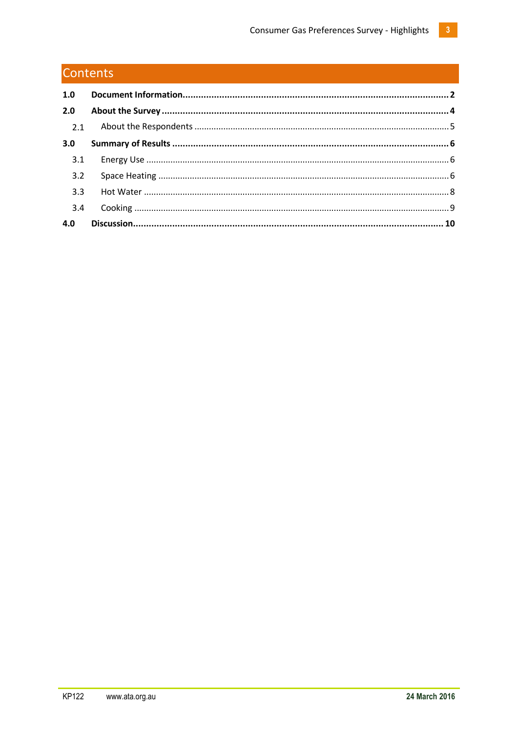# Contents

**1.0 Document Information....................................................................................................2**

**2.0 About the Survey ..........................................................................................................4**

2.1 About the Respondents ......................................................................................................5

**3.0 Summary of Results ......................................................................................................6**

3.1 Energy Use ..........................................................................................................................6

3.2 Space Heating .....................................................................................................................6

3.3 Hot Water ...........................................................................................................................8

3.4 Cooking ..............................................................................................................................9

**4.0 Discussion....................................................................................................................10**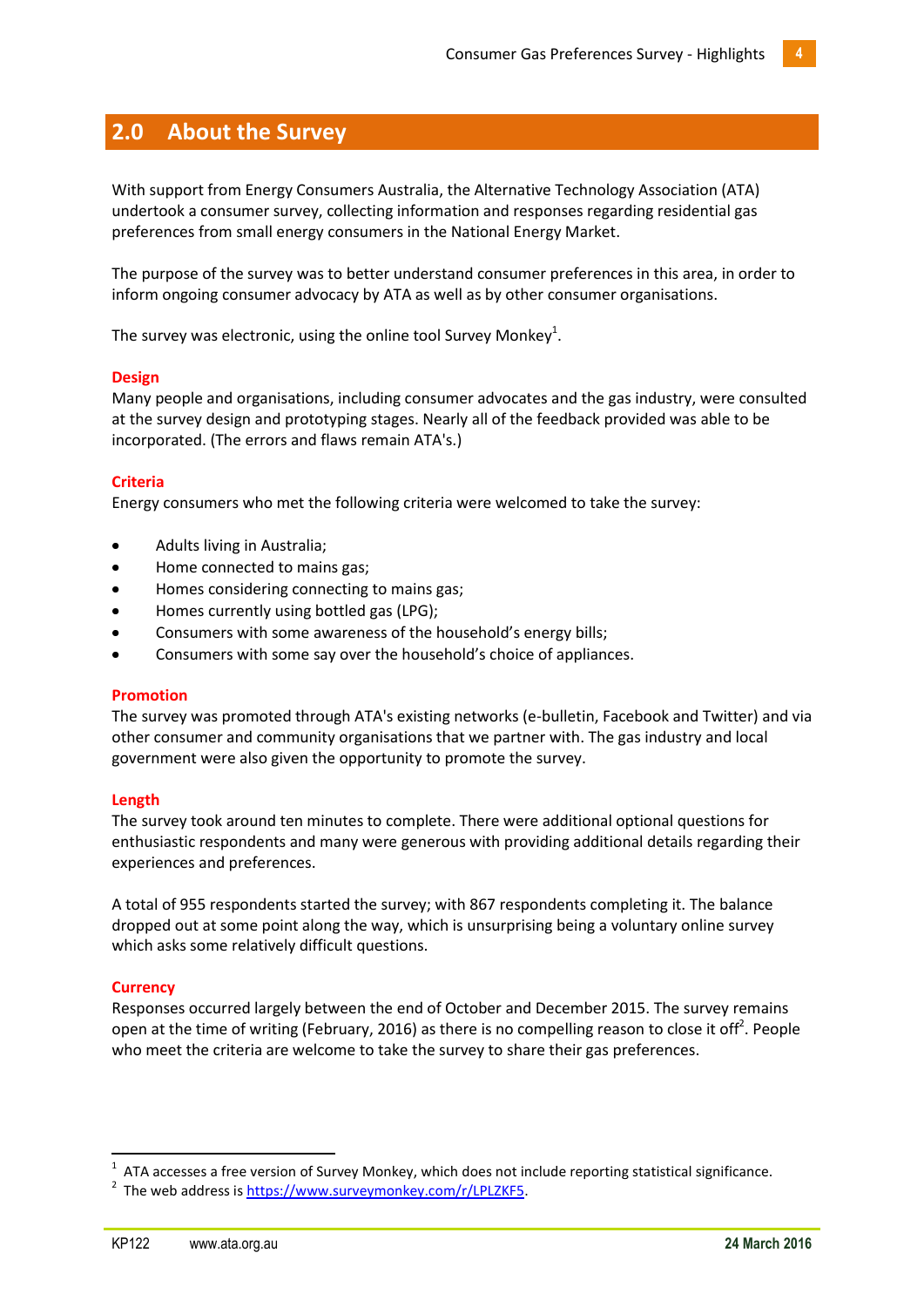## 2.0 About the Survey

With support from Energy Consumers Australia, the Alternative Technology Association (ATA) undertook a consumer survey, collecting information and responses regarding residential gas preferences from small energy consumers in the National Energy Market.

The purpose of the survey was to better understand consumer preferences in this area, in order to inform ongoing consumer advocacy by ATA as well as by other consumer organisations.

The survey was electronic, using the online tool Survey Monkey[1].

### Design

Many people and organisations, including consumer advocates and the gas industry, were consulted at the survey design and prototyping stages. Nearly all of the feedback provided was able to be incorporated. (The errors and flaws remain ATA's.)

### Criteria

Energy consumers who met the following criteria were welcomed to take the survey:

- Adults living in Australia;
- Home connected to mains gas;
- Homes considering connecting to mains gas;
- Homes currently using bottled gas (LPG);
- Consumers with some awareness of the household's energy bills;
- Consumers with some say over the household's choice of appliances.

### Promotion

The survey was promoted through ATA's existing networks (e-bulletin, Facebook and Twitter) and via other consumer and community organisations that we partner with. The gas industry and local government were also given the opportunity to promote the survey.

### Length

The survey took around ten minutes to complete. There were additional optional questions for enthusiastic respondents and many were generous with providing additional details regarding their experiences and preferences.

A total of 955 respondents started the survey; with 867 respondents completing it. The balance dropped out at some point along the way, which is unsurprising being a voluntary online survey which asks some relatively difficult questions.

### Currency

Responses occurred largely between the end of October and December 2015. The survey remains open at the time of writing (February, 2016) as there is no compelling reason to close it off[2]. People who meet the criteria are welcome to take the survey to share their gas preferences.

---

[1] ATA accesses a free version of Survey Monkey, which does not include reporting statistical significance.

[2] The web address is https://www.surveymonkey.com/r/LPLZKF5.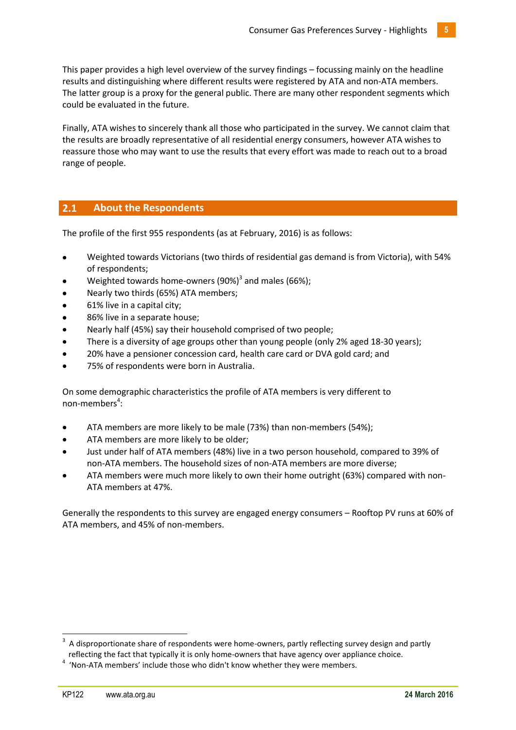This paper provides a high level overview of the survey findings – focussing mainly on the headline results and distinguishing where different results were registered by ATA and non-ATA members. The latter group is a proxy for the general public. There are many other respondent segments which could be evaluated in the future.

Finally, ATA wishes to sincerely thank all those who participated in the survey. We cannot claim that the results are broadly representative of all residential energy consumers, however ATA wishes to reassure those who may want to use the results that every effort was made to reach out to a broad range of people.

## 2.1 About the Respondents

The profile of the first 955 respondents (as at February, 2016) is as follows:

- Weighted towards Victorians (two thirds of residential gas demand is from Victoria), with 54% of respondents;
- Weighted towards home-owners (90%)[3] and males (66%);
- Nearly two thirds (65%) ATA members;
- 61% live in a capital city;
- 86% live in a separate house;
- Nearly half (45%) say their household comprised of two people;
- There is a diversity of age groups other than young people (only 2% aged 18-30 years);
- 20% have a pensioner concession card, health care card or DVA gold card; and
- 75% of respondents were born in Australia.

On some demographic characteristics the profile of ATA members is very different to non-members[4]:

- ATA members are more likely to be male (73%) than non-members (54%);
- ATA members are more likely to be older;
- Just under half of ATA members (48%) live in a two person household, compared to 39% of non-ATA members. The household sizes of non-ATA members are more diverse;
- ATA members were much more likely to own their home outright (63%) compared with non-ATA members at 47%.

Generally the respondents to this survey are engaged energy consumers – Rooftop PV runs at 60% of ATA members, and 45% of non-members.

---

[3] A disproportionate share of respondents were home-owners, partly reflecting survey design and partly reflecting the fact that typically it is only home-owners that have agency over appliance choice.

[4] 'Non-ATA members' include those who didn't know whether they were members.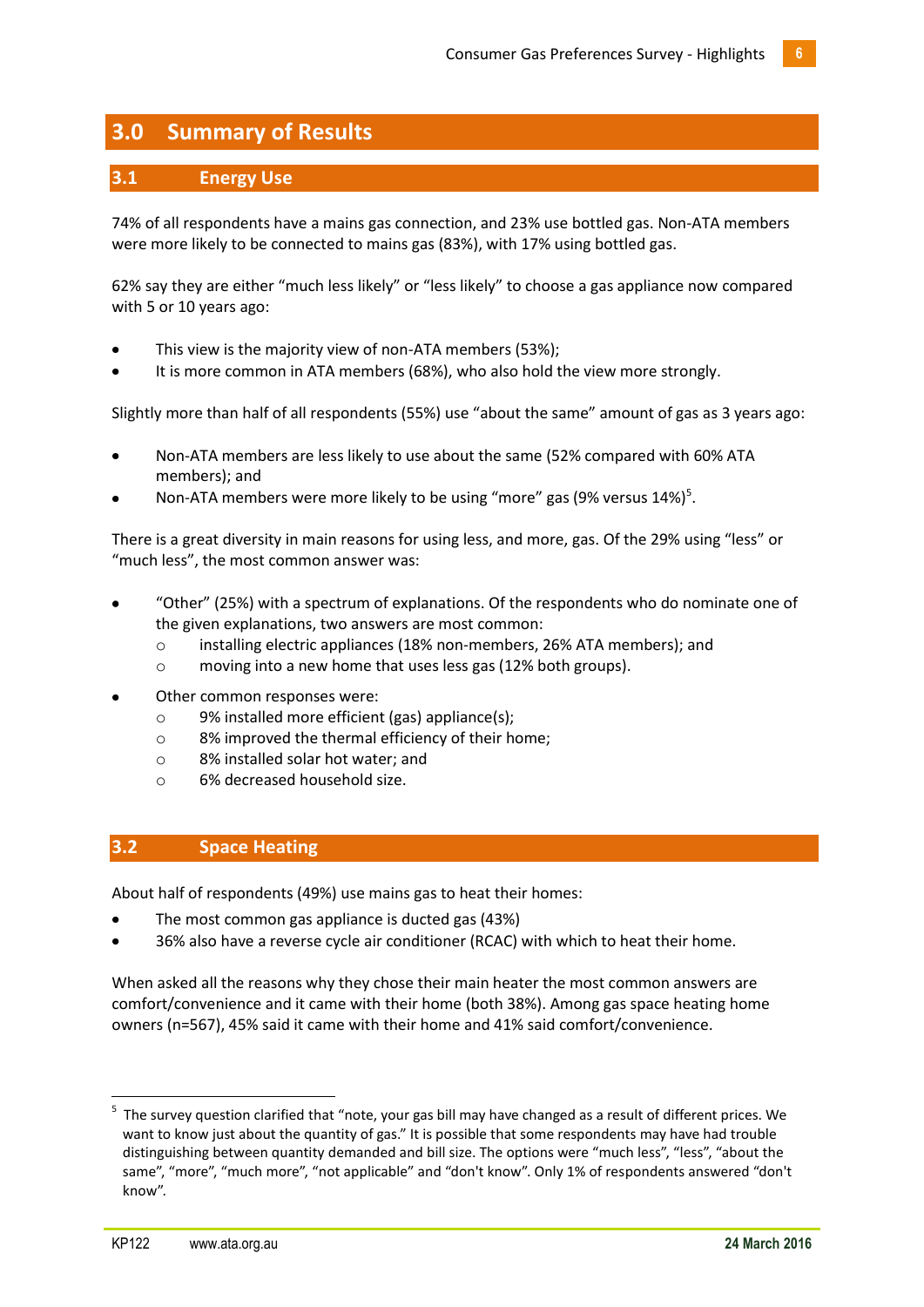# 3.0 Summary of Results

## 3.1 Energy Use

74% of all respondents have a mains gas connection, and 23% use bottled gas. Non-ATA members were more likely to be connected to mains gas (83%), with 17% using bottled gas.

62% say they are either "much less likely" or "less likely" to choose a gas appliance now compared with 5 or 10 years ago:

- This view is the majority view of non-ATA members (53%);
- It is more common in ATA members (68%), who also hold the view more strongly.

Slightly more than half of all respondents (55%) use "about the same" amount of gas as 3 years ago:

- Non-ATA members are less likely to use about the same (52% compared with 60% ATA members); and
- Non-ATA members were more likely to be using "more" gas (9% versus 14%)[5].

There is a great diversity in main reasons for using less, and more, gas. Of the 29% using "less" or "much less", the most common answer was:

- "Other" (25%) with a spectrum of explanations. Of the respondents who do nominate one of the given explanations, two answers are most common:
  - installing electric appliances (18% non-members, 26% ATA members); and
  - moving into a new home that uses less gas (12% both groups).
- Other common responses were:
  - 9% installed more efficient (gas) appliance(s);
  - 8% improved the thermal efficiency of their home;
  - 8% installed solar hot water; and
  - 6% decreased household size.

## 3.2 Space Heating

About half of respondents (49%) use mains gas to heat their homes:

- The most common gas appliance is ducted gas (43%)
- 36% also have a reverse cycle air conditioner (RCAC) with which to heat their home.

When asked all the reasons why they chose their main heater the most common answers are comfort/convenience and it came with their home (both 38%). Among gas space heating home owners (n=567), 45% said it came with their home and 41% said comfort/convenience.

---

[5] The survey question clarified that "note, your gas bill may have changed as a result of different prices. We want to know just about the quantity of gas." It is possible that some respondents may have had trouble distinguishing between quantity demanded and bill size. The options were "much less", "less", "about the same", "more", "much more", "not applicable" and "don't know". Only 1% of respondents answered "don't know".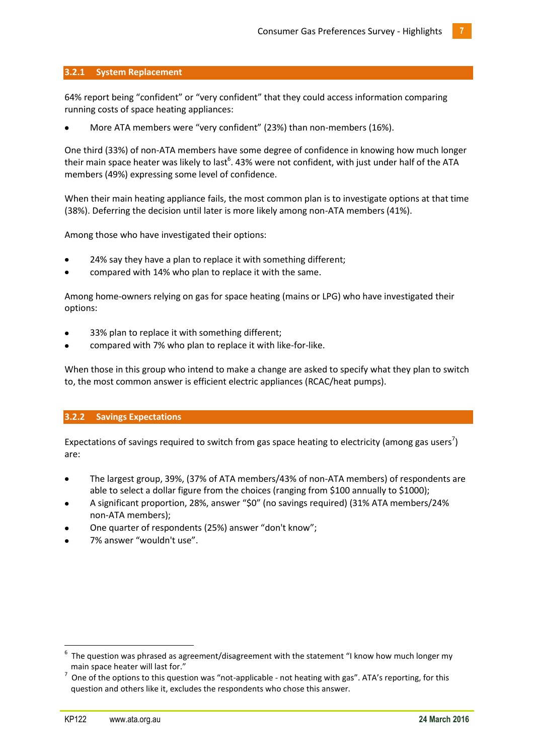### 3.2.1 System Replacement

64% report being "confident" or "very confident" that they could access information comparing running costs of space heating appliances:

- More ATA members were "very confident" (23%) than non-members (16%).

One third (33%) of non-ATA members have some degree of confidence in knowing how much longer their main space heater was likely to last[6]. 43% were not confident, with just under half of the ATA members (49%) expressing some level of confidence.

When their main heating appliance fails, the most common plan is to investigate options at that time (38%). Deferring the decision until later is more likely among non-ATA members (41%).

Among those who have investigated their options:

- 24% say they have a plan to replace it with something different;
- compared with 14% who plan to replace it with the same.

Among home-owners relying on gas for space heating (mains or LPG) who have investigated their options:

- 33% plan to replace it with something different;
- compared with 7% who plan to replace it with like-for-like.

When those in this group who intend to make a change are asked to specify what they plan to switch to, the most common answer is efficient electric appliances (RCAC/heat pumps).

### 3.2.2 Savings Expectations

Expectations of savings required to switch from gas space heating to electricity (among gas users[7]) are:

- The largest group, 39%, (37% of ATA members/43% of non-ATA members) of respondents are able to select a dollar figure from the choices (ranging from $100 annually to $1000);
- A significant proportion, 28%, answer "$0" (no savings required) (31% ATA members/24% non-ATA members);
- One quarter of respondents (25%) answer "don't know";
- 7% answer "wouldn't use".

---

[6] The question was phrased as agreement/disagreement with the statement "I know how much longer my main space heater will last for."

[7] One of the options to this question was "not-applicable - not heating with gas". ATA's reporting, for this question and others like it, excludes the respondents who chose this answer.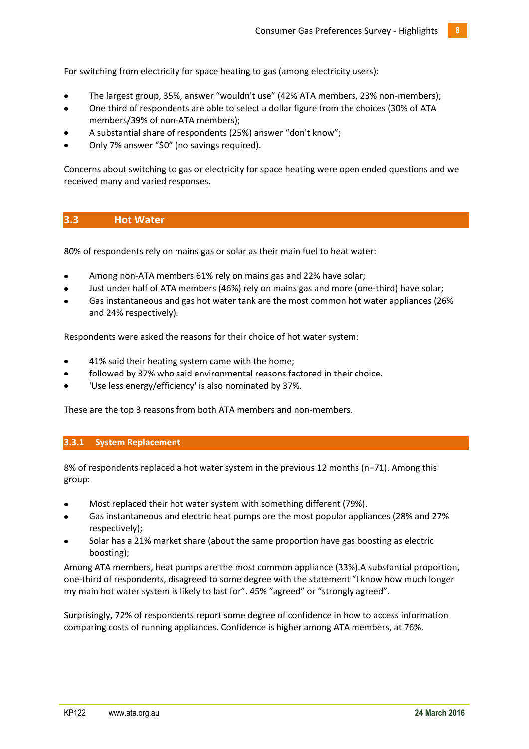For switching from electricity for space heating to gas (among electricity users):

- The largest group, 35%, answer “wouldn't use” (42% ATA members, 23% non-members);
- One third of respondents are able to select a dollar figure from the choices (30% of ATA members/39% of non-ATA members);
- A substantial share of respondents (25%) answer “don't know”;
- Only 7% answer “$0” (no savings required).

Concerns about switching to gas or electricity for space heating were open ended questions and we received many and varied responses.

## 3.3 Hot Water

80% of respondents rely on mains gas or solar as their main fuel to heat water:

- Among non-ATA members 61% rely on mains gas and 22% have solar;
- Just under half of ATA members (46%) rely on mains gas and more (one-third) have solar;
- Gas instantaneous and gas hot water tank are the most common hot water appliances (26% and 24% respectively).

Respondents were asked the reasons for their choice of hot water system:

- 41% said their heating system came with the home;
- followed by 37% who said environmental reasons factored in their choice.
- 'Use less energy/efficiency' is also nominated by 37%.

These are the top 3 reasons from both ATA members and non-members.

### 3.3.1 System Replacement

8% of respondents replaced a hot water system in the previous 12 months (n=71). Among this group:

- Most replaced their hot water system with something different (79%).
- Gas instantaneous and electric heat pumps are the most popular appliances (28% and 27% respectively);
- Solar has a 21% market share (about the same proportion have gas boosting as electric boosting);

Among ATA members, heat pumps are the most common appliance (33%).A substantial proportion, one-third of respondents, disagreed to some degree with the statement “I know how much longer my main hot water system is likely to last for”. 45% “agreed” or “strongly agreed”.

Surprisingly, 72% of respondents report some degree of confidence in how to access information comparing costs of running appliances. Confidence is higher among ATA members, at 76%.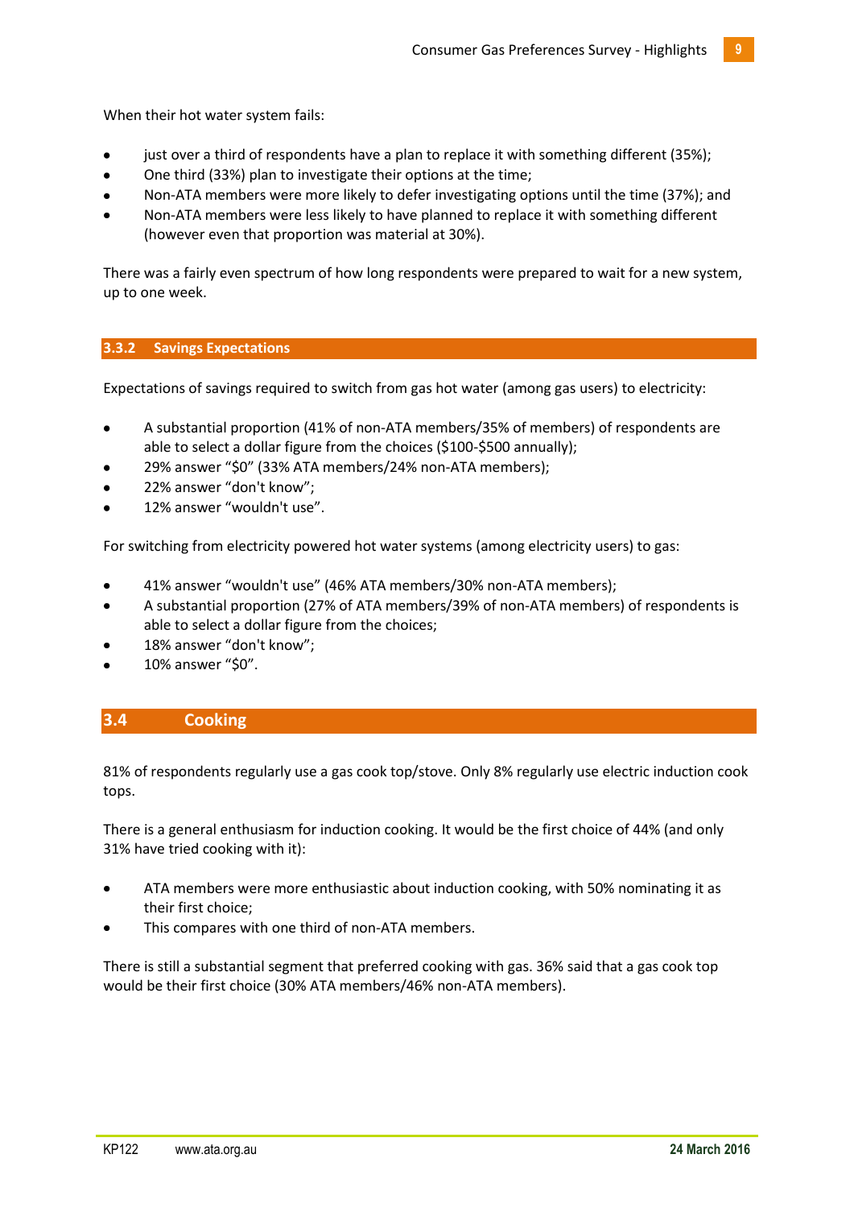When their hot water system fails:

- just over a third of respondents have a plan to replace it with something different (35%);
- One third (33%) plan to investigate their options at the time;
- Non-ATA members were more likely to defer investigating options until the time (37%); and
- Non-ATA members were less likely to have planned to replace it with something different (however even that proportion was material at 30%).

There was a fairly even spectrum of how long respondents were prepared to wait for a new system, up to one week.

### 3.3.2 Savings Expectations

Expectations of savings required to switch from gas hot water (among gas users) to electricity:

- A substantial proportion (41% of non-ATA members/35% of members) of respondents are able to select a dollar figure from the choices ($100-$500 annually);
- 29% answer “$0” (33% ATA members/24% non-ATA members);
- 22% answer “don't know”;
- 12% answer “wouldn't use”.

For switching from electricity powered hot water systems (among electricity users) to gas:

- 41% answer “wouldn't use” (46% ATA members/30% non-ATA members);
- A substantial proportion (27% of ATA members/39% of non-ATA members) of respondents is able to select a dollar figure from the choices;
- 18% answer “don't know”;
- 10% answer “$0”.

## 3.4 Cooking

81% of respondents regularly use a gas cook top/stove. Only 8% regularly use electric induction cook tops.

There is a general enthusiasm for induction cooking. It would be the first choice of 44% (and only 31% have tried cooking with it):

- ATA members were more enthusiastic about induction cooking, with 50% nominating it as their first choice;
- This compares with one third of non-ATA members.

There is still a substantial segment that preferred cooking with gas. 36% said that a gas cook top would be their first choice (30% ATA members/46% non-ATA members).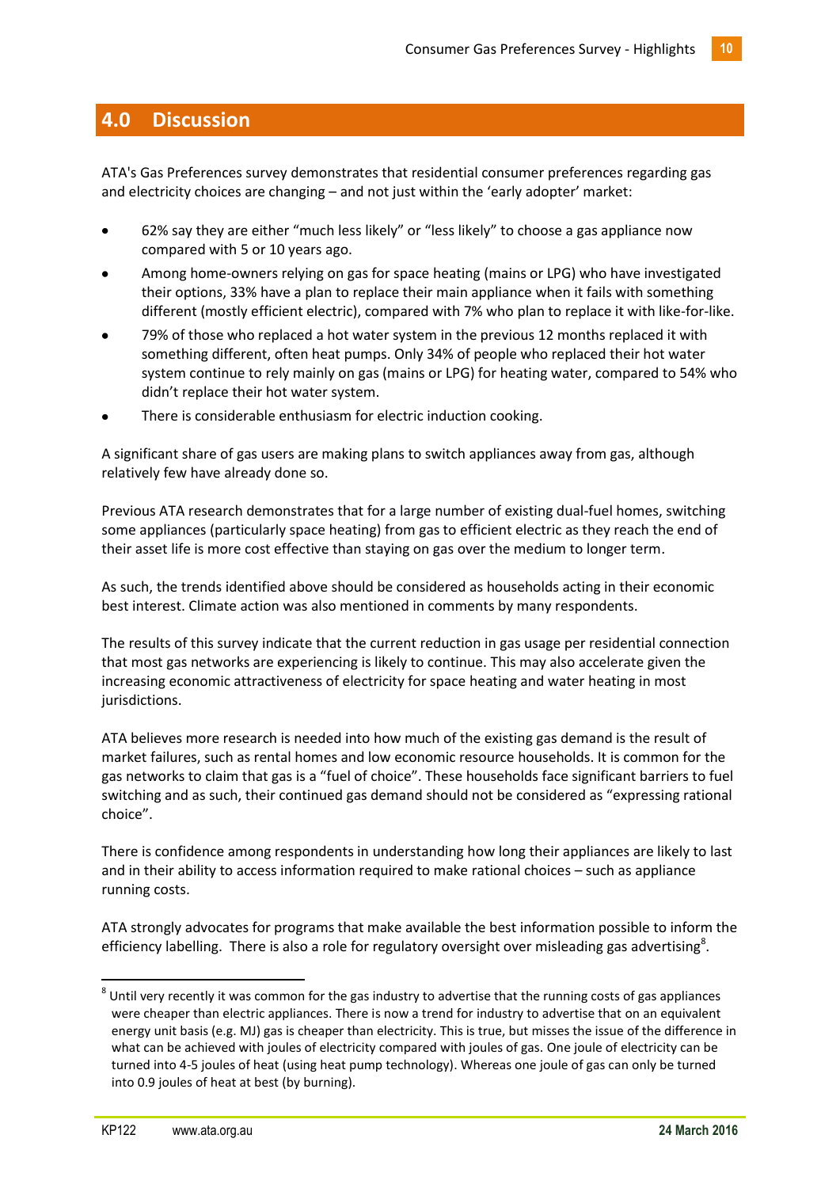# 4.0 Discussion

ATA's Gas Preferences survey demonstrates that residential consumer preferences regarding gas and electricity choices are changing – and not just within the 'early adopter' market:

- 62% say they are either "much less likely" or "less likely" to choose a gas appliance now compared with 5 or 10 years ago.
- Among home-owners relying on gas for space heating (mains or LPG) who have investigated their options, 33% have a plan to replace their main appliance when it fails with something different (mostly efficient electric), compared with 7% who plan to replace it with like-for-like.
- 79% of those who replaced a hot water system in the previous 12 months replaced it with something different, often heat pumps. Only 34% of people who replaced their hot water system continue to rely mainly on gas (mains or LPG) for heating water, compared to 54% who didn't replace their hot water system.
- There is considerable enthusiasm for electric induction cooking.

A significant share of gas users are making plans to switch appliances away from gas, although relatively few have already done so.

Previous ATA research demonstrates that for a large number of existing dual-fuel homes, switching some appliances (particularly space heating) from gas to efficient electric as they reach the end of their asset life is more cost effective than staying on gas over the medium to longer term.

As such, the trends identified above should be considered as households acting in their economic best interest. Climate action was also mentioned in comments by many respondents.

The results of this survey indicate that the current reduction in gas usage per residential connection that most gas networks are experiencing is likely to continue. This may also accelerate given the increasing economic attractiveness of electricity for space heating and water heating in most jurisdictions.

ATA believes more research is needed into how much of the existing gas demand is the result of market failures, such as rental homes and low economic resource households. It is common for the gas networks to claim that gas is a "fuel of choice". These households face significant barriers to fuel switching and as such, their continued gas demand should not be considered as "expressing rational choice".

There is confidence among respondents in understanding how long their appliances are likely to last and in their ability to access information required to make rational choices – such as appliance running costs.

ATA strongly advocates for programs that make available the best information possible to inform the efficiency labelling. There is also a role for regulatory oversight over misleading gas advertising[8].

[8] Until very recently it was common for the gas industry to advertise that the running costs of gas appliances were cheaper than electric appliances. There is now a trend for industry to advertise that on an equivalent energy unit basis (e.g. MJ) gas is cheaper than electricity. This is true, but misses the issue of the difference in what can be achieved with joules of electricity compared with joules of gas. One joule of electricity can be turned into 4-5 joules of heat (using heat pump technology). Whereas one joule of gas can only be turned into 0.9 joules of heat at best (by burning).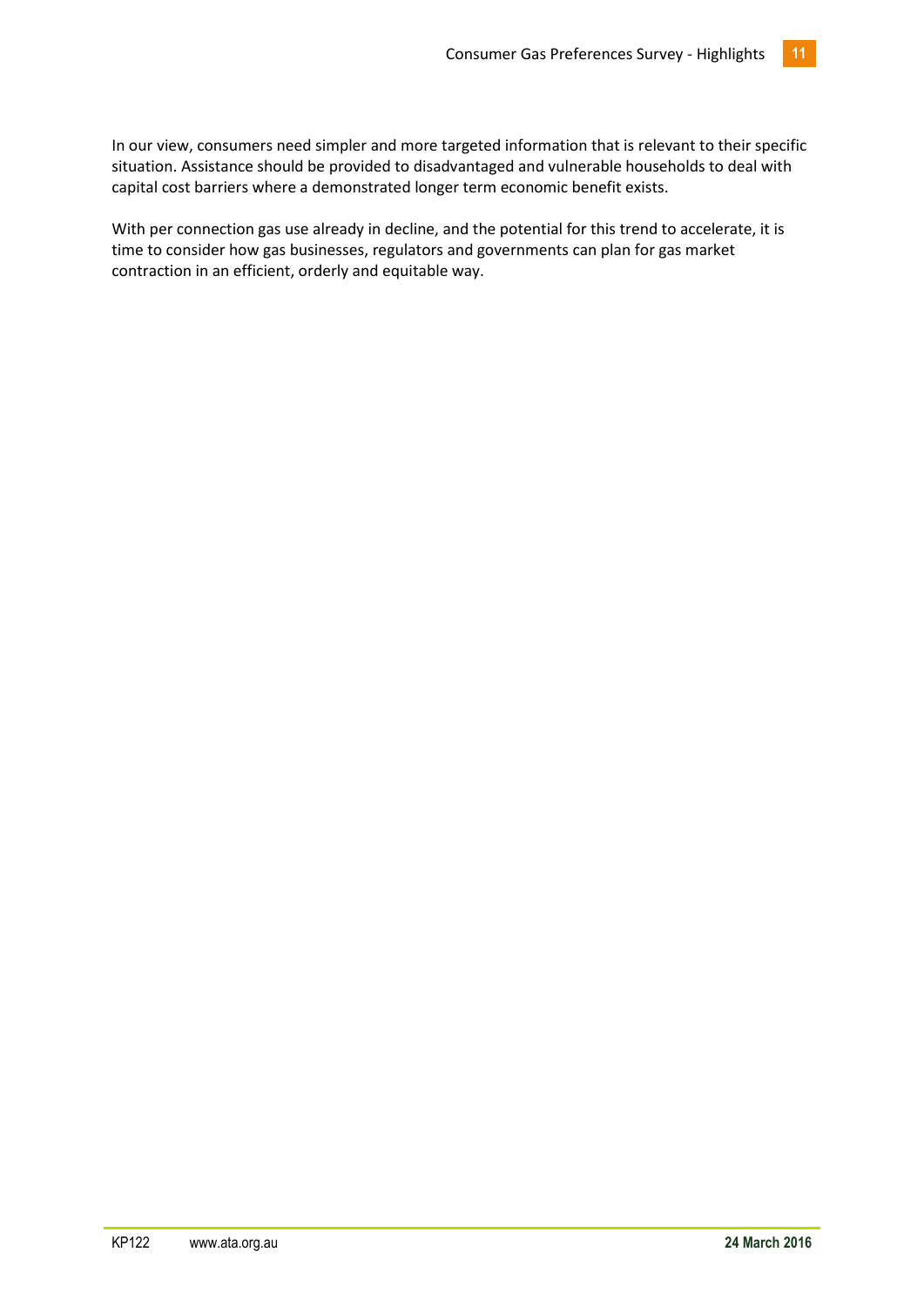In our view, consumers need simpler and more targeted information that is relevant to their specific situation. Assistance should be provided to disadvantaged and vulnerable households to deal with capital cost barriers where a demonstrated longer term economic benefit exists.

With per connection gas use already in decline, and the potential for this trend to accelerate, it is time to consider how gas businesses, regulators and governments can plan for gas market contraction in an efficient, orderly and equitable way.